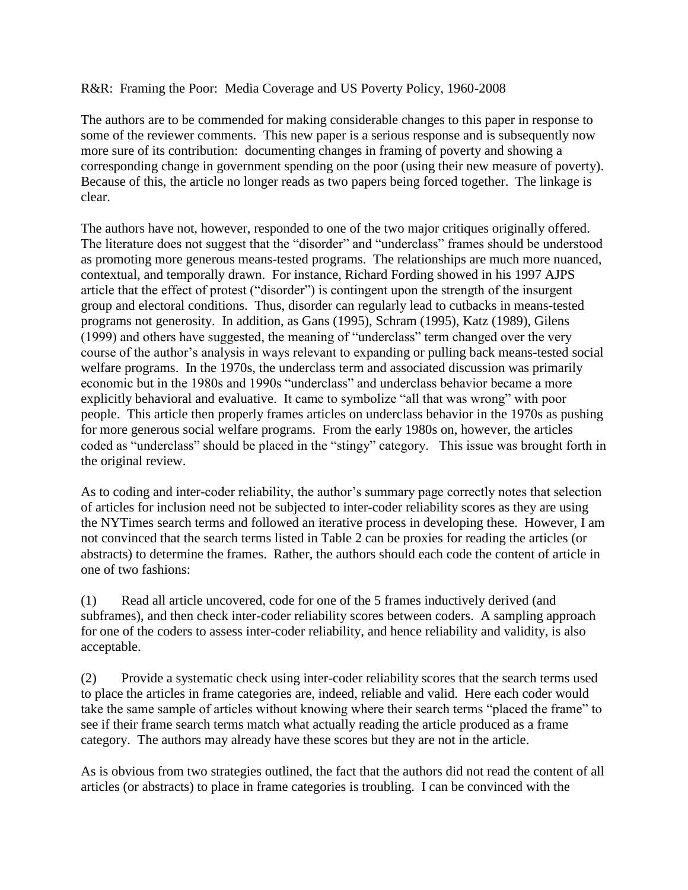R&R: Framing the Poor: Media Coverage and US Poverty Policy, 1960-2008

The authors are to be commended for making considerable changes to this paper in response to some of the reviewer comments. This new paper is a serious response and is subsequently now more sure of its contribution: documenting changes in framing of poverty and showing a corresponding change in government spending on the poor (using their new measure of poverty). Because of this, the article no longer reads as two papers being forced together. The linkage is clear.

The authors have not, however, responded to one of the two major critiques originally offered. The literature does not suggest that the "disorder" and "underclass" frames should be understood as promoting more generous means-tested programs. The relationships are much more nuanced, contextual, and temporally drawn. For instance, Richard Fording showed in his 1997 AJPS article that the effect of protest ("disorder") is contingent upon the strength of the insurgent group and electoral conditions. Thus, disorder can regularly lead to cutbacks in means-tested programs not generosity. In addition, as Gans (1995), Schram (1995), Katz (1989), Gilens (1999) and others have suggested, the meaning of "underclass" term changed over the very course of the author's analysis in ways relevant to expanding or pulling back means-tested social welfare programs. In the 1970s, the underclass term and associated discussion was primarily economic but in the 1980s and 1990s "underclass" and underclass behavior became a more explicitly behavioral and evaluative. It came to symbolize "all that was wrong" with poor people. This article then properly frames articles on underclass behavior in the 1970s as pushing for more generous social welfare programs. From the early 1980s on, however, the articles coded as "underclass" should be placed in the "stingy" category. This issue was brought forth in the original review.

As to coding and inter-coder reliability, the author's summary page correctly notes that selection of articles for inclusion need not be subjected to inter-coder reliability scores as they are using the NYTimes search terms and followed an iterative process in developing these. However, I am not convinced that the search terms listed in Table 2 can be proxies for reading the articles (or abstracts) to determine the frames. Rather, the authors should each code the content of article in one of two fashions:

(1) Read all article uncovered, code for one of the 5 frames inductively derived (and subframes), and then check inter-coder reliability scores between coders. A sampling approach for one of the coders to assess inter-coder reliability, and hence reliability and validity, is also acceptable.

(2) Provide a systematic check using inter-coder reliability scores that the search terms used to place the articles in frame categories are, indeed, reliable and valid. Here each coder would take the same sample of articles without knowing where their search terms "placed the frame" to see if their frame search terms match what actually reading the article produced as a frame category. The authors may already have these scores but they are not in the article.

As is obvious from two strategies outlined, the fact that the authors did not read the content of all articles (or abstracts) to place in frame categories is troubling. I can be convinced with the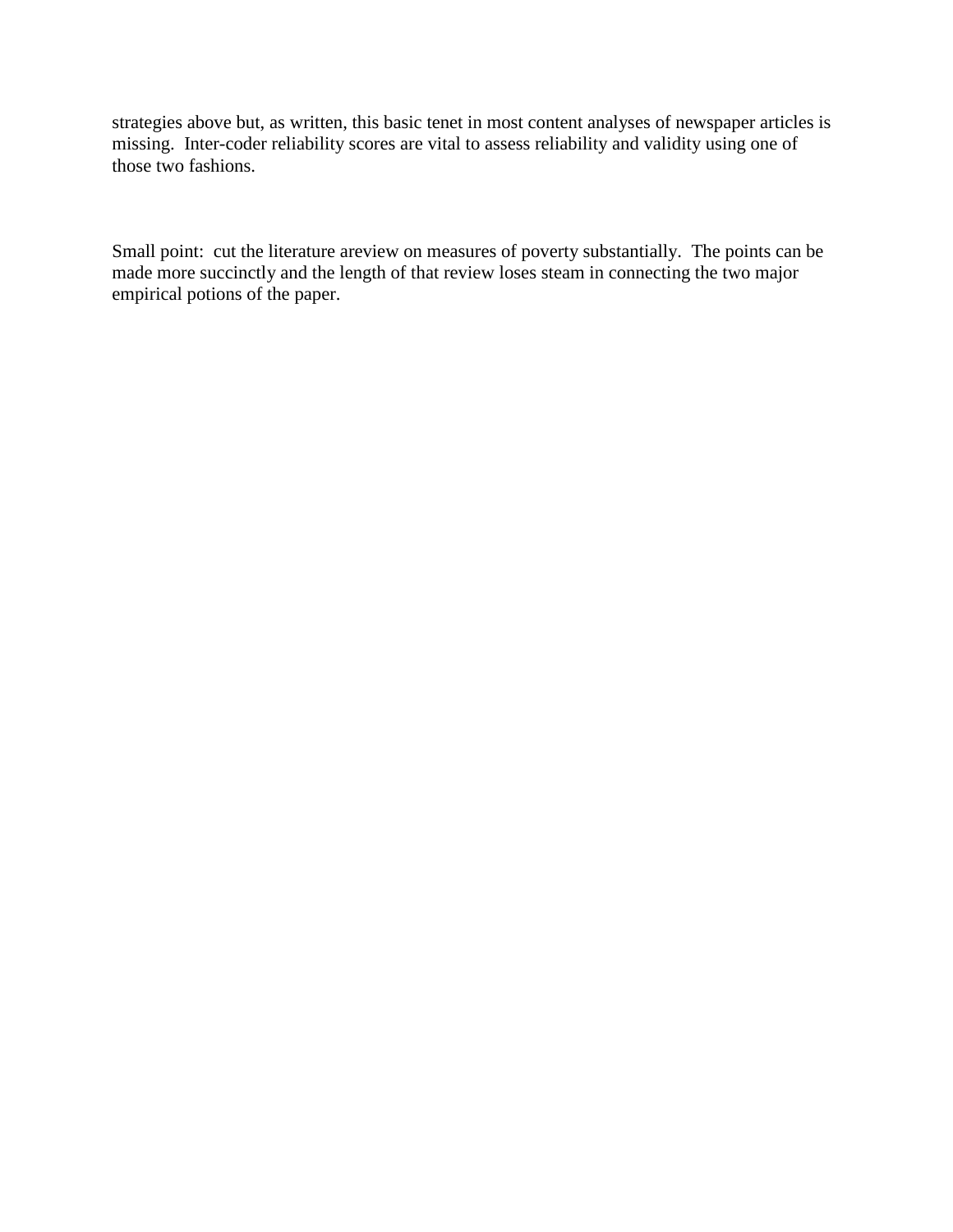strategies above but, as written, this basic tenet in most content analyses of newspaper articles is missing. Inter-coder reliability scores are vital to assess reliability and validity using one of those two fashions.

Small point: cut the literature areview on measures of poverty substantially. The points can be made more succinctly and the length of that review loses steam in connecting the two major empirical potions of the paper.